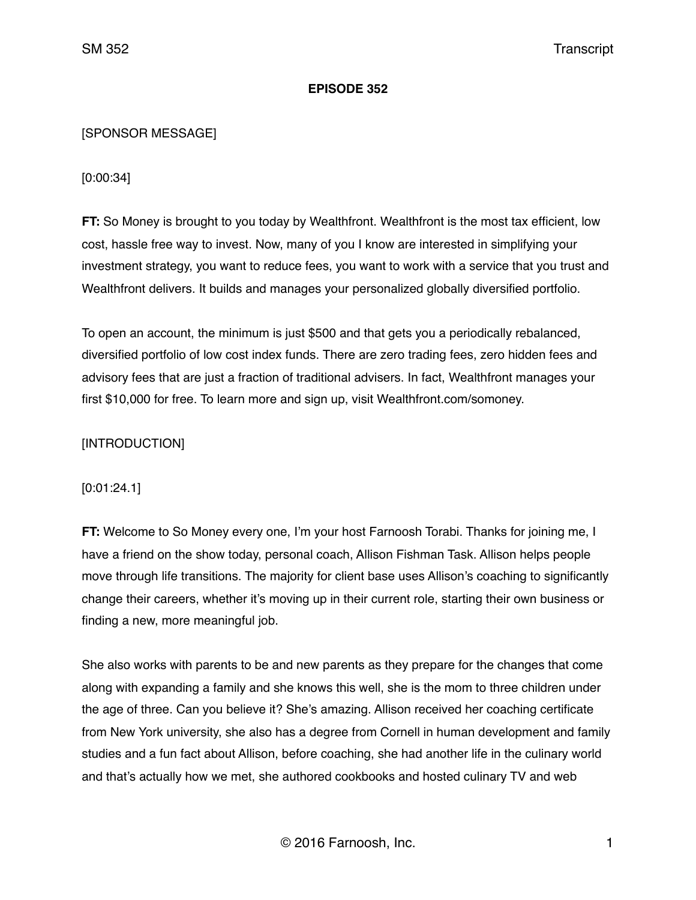**EPISODE 352**

[SPONSOR MESSAGE]

[0:00:34]

**FT:** So Money is brought to you today by Wealthfront. Wealthfront is the most tax efficient, low cost, hassle free way to invest. Now, many of you I know are interested in simplifying your investment strategy, you want to reduce fees, you want to work with a service that you trust and Wealthfront delivers. It builds and manages your personalized globally diversified portfolio.

To open an account, the minimum is just $500 and that gets you a periodically rebalanced, diversified portfolio of low cost index funds. There are zero trading fees, zero hidden fees and advisory fees that are just a fraction of traditional advisers. In fact, Wealthfront manages your first $10,000 for free. To learn more and sign up, visit Wealthfront.com/somoney.

[INTRODUCTION]

[0:01:24.1]

**FT:** Welcome to So Money every one, I'm your host Farnoosh Torabi. Thanks for joining me, I have a friend on the show today, personal coach, Allison Fishman Task. Allison helps people move through life transitions. The majority for client base uses Allison's coaching to significantly change their careers, whether it's moving up in their current role, starting their own business or finding a new, more meaningful job.

She also works with parents to be and new parents as they prepare for the changes that come along with expanding a family and she knows this well, she is the mom to three children under the age of three. Can you believe it? She's amazing. Allison received her coaching certificate from New York university, she also has a degree from Cornell in human development and family studies and a fun fact about Allison, before coaching, she had another life in the culinary world and that's actually how we met, she authored cookbooks and hosted culinary TV and web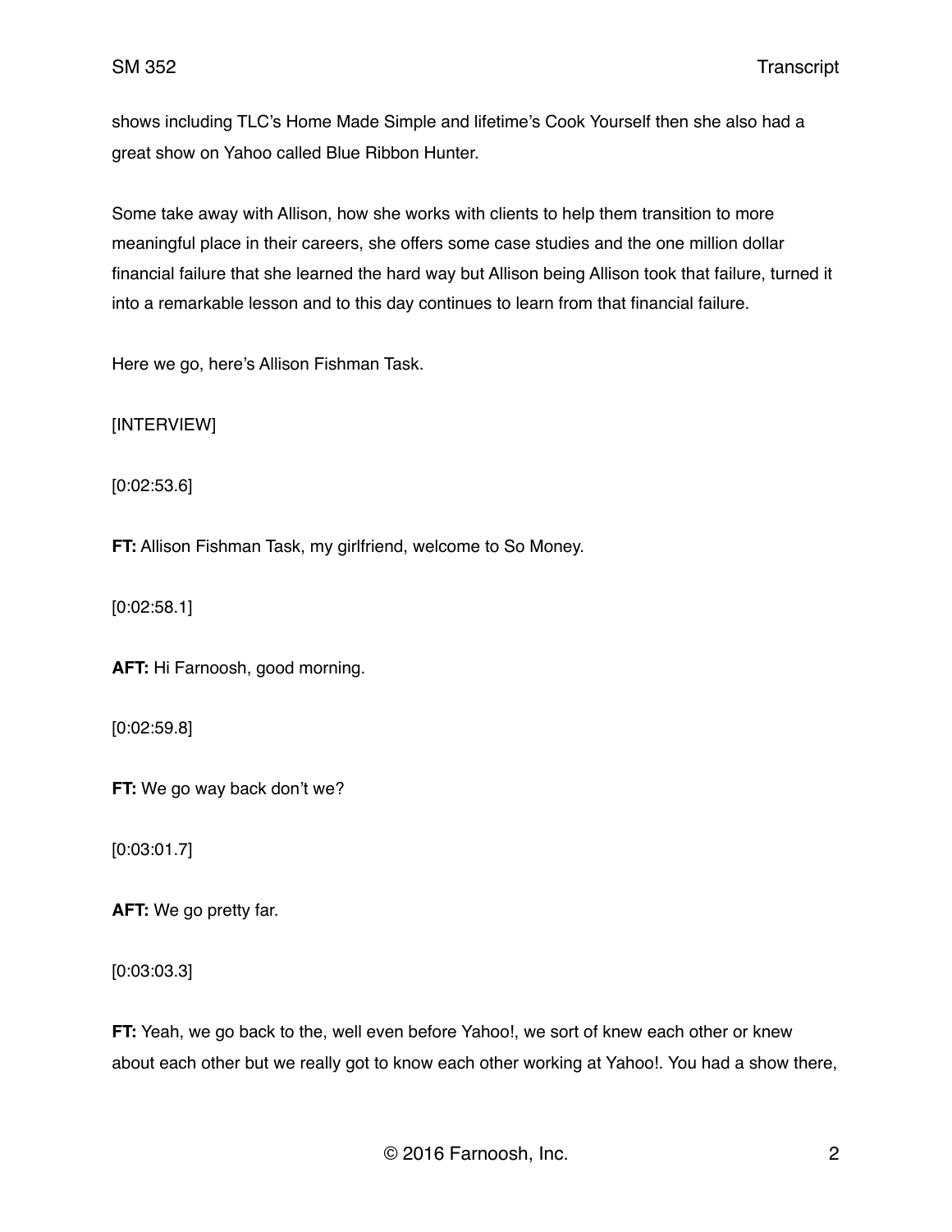shows including TLC's Home Made Simple and lifetime's Cook Yourself then she also had a great show on Yahoo called Blue Ribbon Hunter.

Some take away with Allison, how she works with clients to help them transition to more meaningful place in their careers, she offers some case studies and the one million dollar financial failure that she learned the hard way but Allison being Allison took that failure, turned it into a remarkable lesson and to this day continues to learn from that financial failure.

Here we go, here's Allison Fishman Task.

[INTERVIEW]

[0:02:53.6]

**FT:** Allison Fishman Task, my girlfriend, welcome to So Money.

[0:02:58.1]

**AFT:** Hi Farnoosh, good morning.

[0:02:59.8]

**FT:** We go way back don't we?

[0:03:01.7]

**AFT:** We go pretty far.

[0:03:03.3]

**FT:** Yeah, we go back to the, well even before Yahoo!, we sort of knew each other or knew about each other but we really got to know each other working at Yahoo!. You had a show there,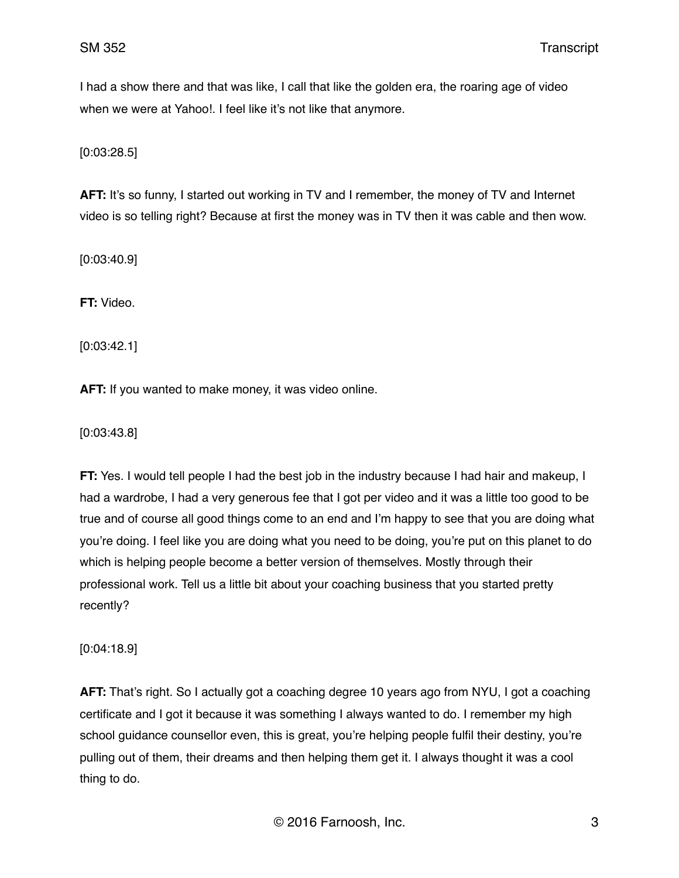I had a show there and that was like, I call that like the golden era, the roaring age of video when we were at Yahoo!. I feel like it's not like that anymore.

[0:03:28.5]

**AFT:** It's so funny, I started out working in TV and I remember, the money of TV and Internet video is so telling right? Because at first the money was in TV then it was cable and then wow.

[0:03:40.9]

**FT:** Video.

[0:03:42.1]

**AFT:** If you wanted to make money, it was video online.

[0:03:43.8]

**FT:** Yes. I would tell people I had the best job in the industry because I had hair and makeup, I had a wardrobe, I had a very generous fee that I got per video and it was a little too good to be true and of course all good things come to an end and I'm happy to see that you are doing what you're doing. I feel like you are doing what you need to be doing, you're put on this planet to do which is helping people become a better version of themselves. Mostly through their professional work. Tell us a little bit about your coaching business that you started pretty recently?

[0:04:18.9]

**AFT:** That's right. So I actually got a coaching degree 10 years ago from NYU, I got a coaching certificate and I got it because it was something I always wanted to do. I remember my high school guidance counsellor even, this is great, you're helping people fulfil their destiny, you're pulling out of them, their dreams and then helping them get it. I always thought it was a cool thing to do.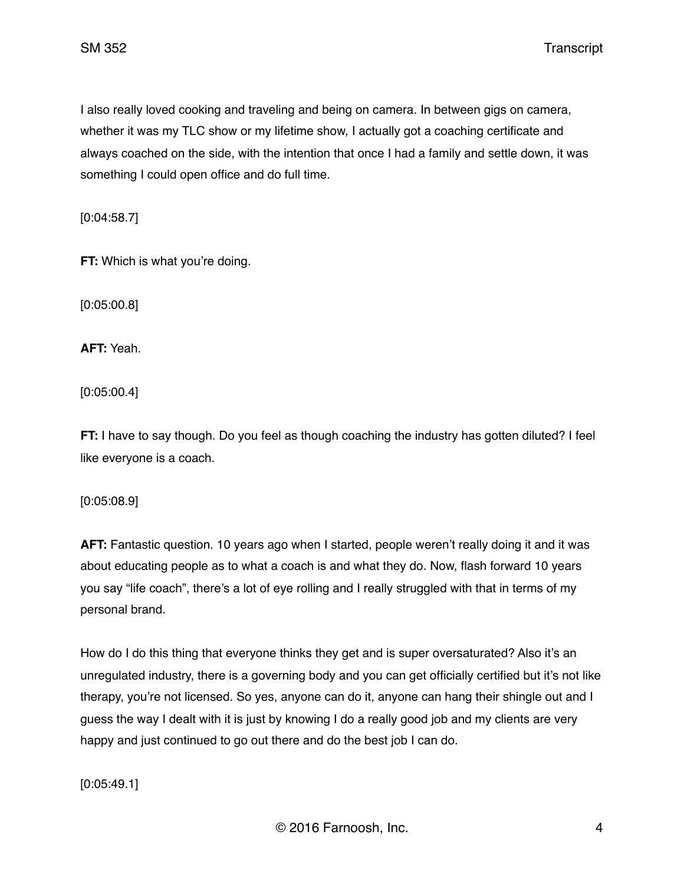I also really loved cooking and traveling and being on camera. In between gigs on camera, whether it was my TLC show or my lifetime show, I actually got a coaching certificate and always coached on the side, with the intention that once I had a family and settle down, it was something I could open office and do full time.

[0:04:58.7]

**FT:** Which is what you're doing.

[0:05:00.8]

**AFT:** Yeah.

[0:05:00.4]

**FT:** I have to say though. Do you feel as though coaching the industry has gotten diluted? I feel like everyone is a coach.

[0:05:08.9]

**AFT:** Fantastic question. 10 years ago when I started, people weren't really doing it and it was about educating people as to what a coach is and what they do. Now, flash forward 10 years you say "life coach", there's a lot of eye rolling and I really struggled with that in terms of my personal brand.

How do I do this thing that everyone thinks they get and is super oversaturated? Also it's an unregulated industry, there is a governing body and you can get officially certified but it's not like therapy, you're not licensed. So yes, anyone can do it, anyone can hang their shingle out and I guess the way I dealt with it is just by knowing I do a really good job and my clients are very happy and just continued to go out there and do the best job I can do.

[0:05:49.1]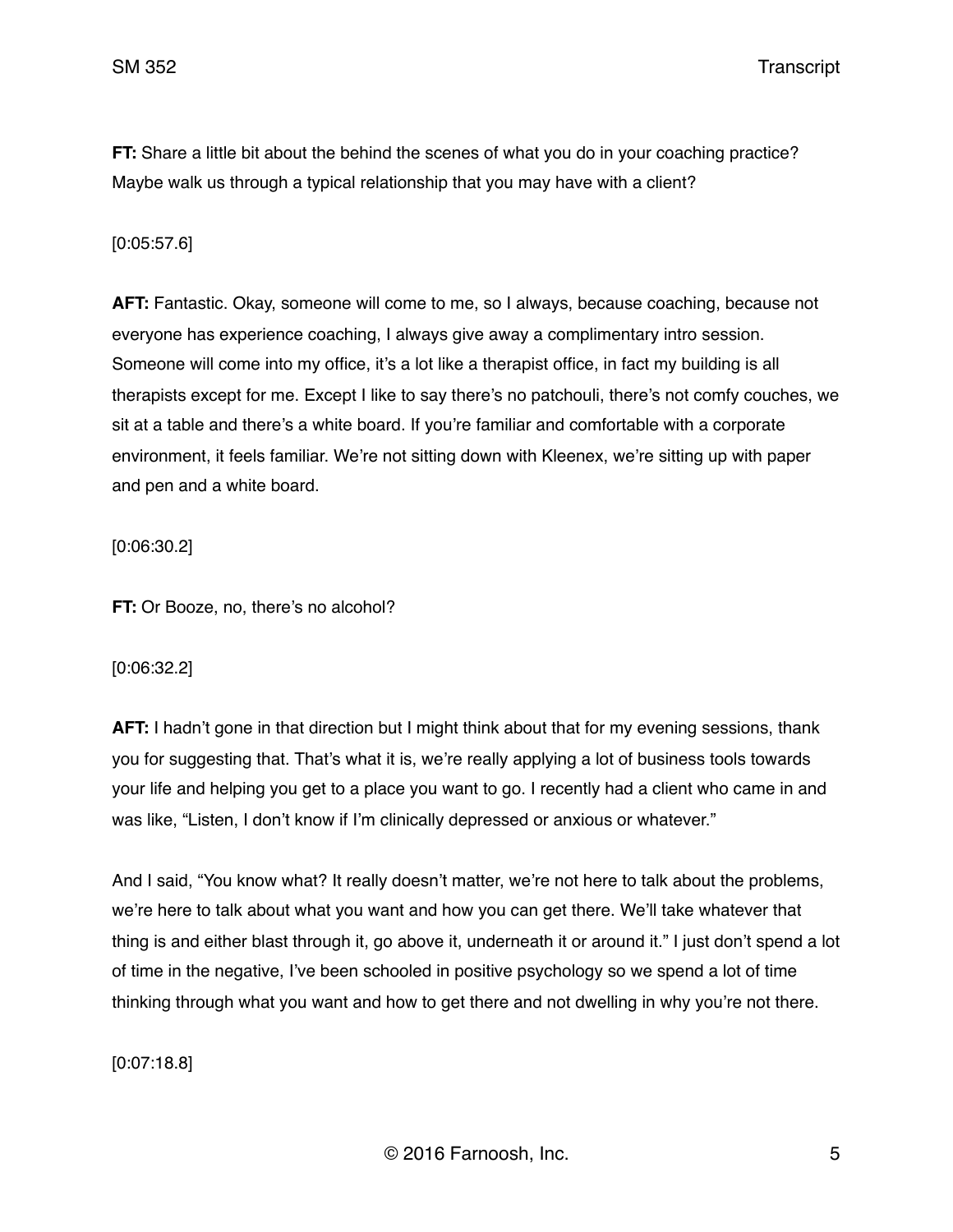**FT:** Share a little bit about the behind the scenes of what you do in your coaching practice? Maybe walk us through a typical relationship that you may have with a client?

[0:05:57.6]

**AFT:** Fantastic. Okay, someone will come to me, so I always, because coaching, because not everyone has experience coaching, I always give away a complimentary intro session. Someone will come into my office, it's a lot like a therapist office, in fact my building is all therapists except for me. Except I like to say there's no patchouli, there's not comfy couches, we sit at a table and there's a white board. If you're familiar and comfortable with a corporate environment, it feels familiar. We're not sitting down with Kleenex, we're sitting up with paper and pen and a white board.

[0:06:30.2]

**FT:** Or Booze, no, there's no alcohol?

[0:06:32.2]

**AFT:** I hadn't gone in that direction but I might think about that for my evening sessions, thank you for suggesting that. That's what it is, we're really applying a lot of business tools towards your life and helping you get to a place you want to go. I recently had a client who came in and was like, "Listen, I don't know if I'm clinically depressed or anxious or whatever."

And I said, "You know what? It really doesn't matter, we're not here to talk about the problems, we're here to talk about what you want and how you can get there. We'll take whatever that thing is and either blast through it, go above it, underneath it or around it." I just don't spend a lot of time in the negative, I've been schooled in positive psychology so we spend a lot of time thinking through what you want and how to get there and not dwelling in why you're not there.

[0:07:18.8]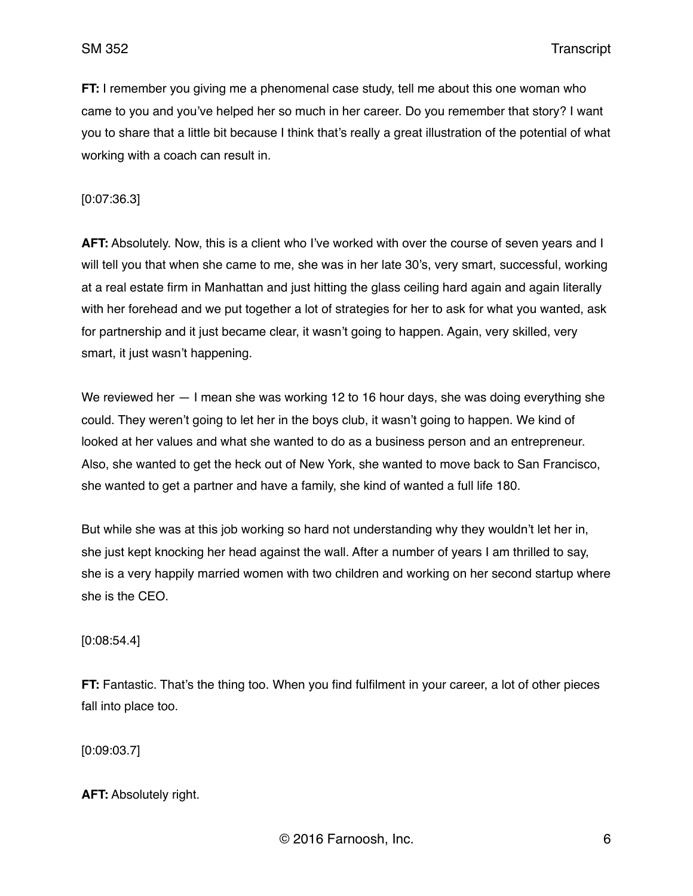**FT:** I remember you giving me a phenomenal case study, tell me about this one woman who came to you and you've helped her so much in her career. Do you remember that story? I want you to share that a little bit because I think that's really a great illustration of the potential of what working with a coach can result in.

[0:07:36.3]

**AFT:** Absolutely. Now, this is a client who I've worked with over the course of seven years and I will tell you that when she came to me, she was in her late 30's, very smart, successful, working at a real estate firm in Manhattan and just hitting the glass ceiling hard again and again literally with her forehead and we put together a lot of strategies for her to ask for what you wanted, ask for partnership and it just became clear, it wasn't going to happen. Again, very skilled, very smart, it just wasn't happening.

We reviewed her — I mean she was working 12 to 16 hour days, she was doing everything she could. They weren't going to let her in the boys club, it wasn't going to happen. We kind of looked at her values and what she wanted to do as a business person and an entrepreneur. Also, she wanted to get the heck out of New York, she wanted to move back to San Francisco, she wanted to get a partner and have a family, she kind of wanted a full life 180.

But while she was at this job working so hard not understanding why they wouldn't let her in, she just kept knocking her head against the wall. After a number of years I am thrilled to say, she is a very happily married women with two children and working on her second startup where she is the CEO.

[0:08:54.4]

**FT:** Fantastic. That's the thing too. When you find fulfilment in your career, a lot of other pieces fall into place too.

[0:09:03.7]

**AFT:** Absolutely right.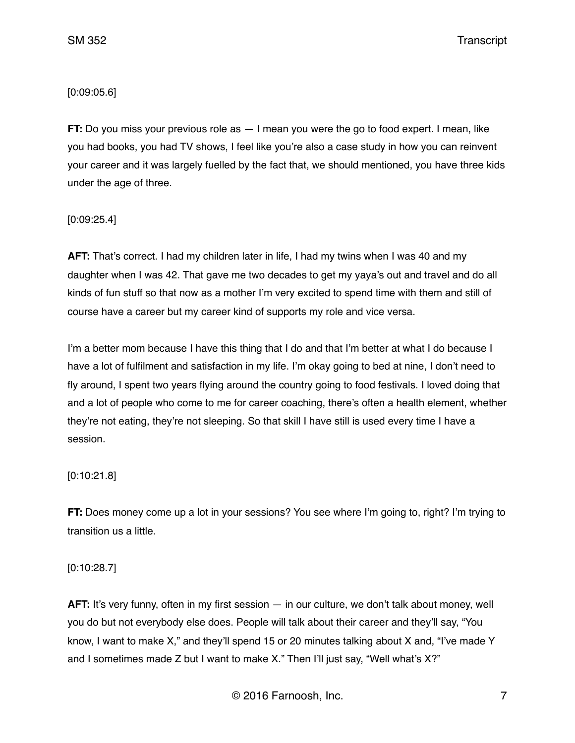[0:09:05.6]

**FT:** Do you miss your previous role as — I mean you were the go to food expert. I mean, like you had books, you had TV shows, I feel like you're also a case study in how you can reinvent your career and it was largely fuelled by the fact that, we should mentioned, you have three kids under the age of three.

[0:09:25.4]

**AFT:** That's correct. I had my children later in life, I had my twins when I was 40 and my daughter when I was 42. That gave me two decades to get my yaya's out and travel and do all kinds of fun stuff so that now as a mother I'm very excited to spend time with them and still of course have a career but my career kind of supports my role and vice versa.

I'm a better mom because I have this thing that I do and that I'm better at what I do because I have a lot of fulfilment and satisfaction in my life. I'm okay going to bed at nine, I don't need to fly around, I spent two years flying around the country going to food festivals. I loved doing that and a lot of people who come to me for career coaching, there's often a health element, whether they're not eating, they're not sleeping. So that skill I have still is used every time I have a session.

[0:10:21.8]

**FT:** Does money come up a lot in your sessions? You see where I'm going to, right? I'm trying to transition us a little.

[0:10:28.7]

**AFT:** It's very funny, often in my first session — in our culture, we don't talk about money, well you do but not everybody else does. People will talk about their career and they'll say, "You know, I want to make X," and they'll spend 15 or 20 minutes talking about X and, "I've made Y and I sometimes made Z but I want to make X." Then I'll just say, "Well what's X?"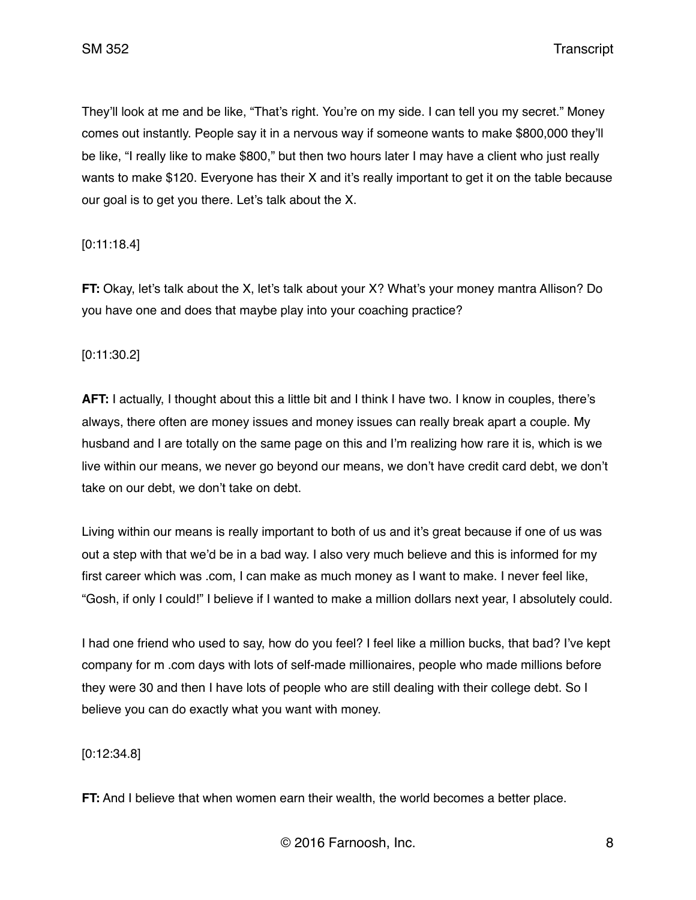They'll look at me and be like, "That's right. You're on my side. I can tell you my secret." Money comes out instantly. People say it in a nervous way if someone wants to make $800,000 they'll be like, "I really like to make $800," but then two hours later I may have a client who just really wants to make $120. Everyone has their X and it's really important to get it on the table because our goal is to get you there. Let's talk about the X.

[0:11:18.4]

**FT:** Okay, let's talk about the X, let's talk about your X? What's your money mantra Allison? Do you have one and does that maybe play into your coaching practice?

[0:11:30.2]

**AFT:** I actually, I thought about this a little bit and I think I have two. I know in couples, there's always, there often are money issues and money issues can really break apart a couple. My husband and I are totally on the same page on this and I'm realizing how rare it is, which is we live within our means, we never go beyond our means, we don't have credit card debt, we don't take on our debt, we don't take on debt.

Living within our means is really important to both of us and it's great because if one of us was out a step with that we'd be in a bad way. I also very much believe and this is informed for my first career which was .com, I can make as much money as I want to make. I never feel like, "Gosh, if only I could!" I believe if I wanted to make a million dollars next year, I absolutely could.

I had one friend who used to say, how do you feel? I feel like a million bucks, that bad? I've kept company for m .com days with lots of self-made millionaires, people who made millions before they were 30 and then I have lots of people who are still dealing with their college debt. So I believe you can do exactly what you want with money.

[0:12:34.8]

**FT:** And I believe that when women earn their wealth, the world becomes a better place.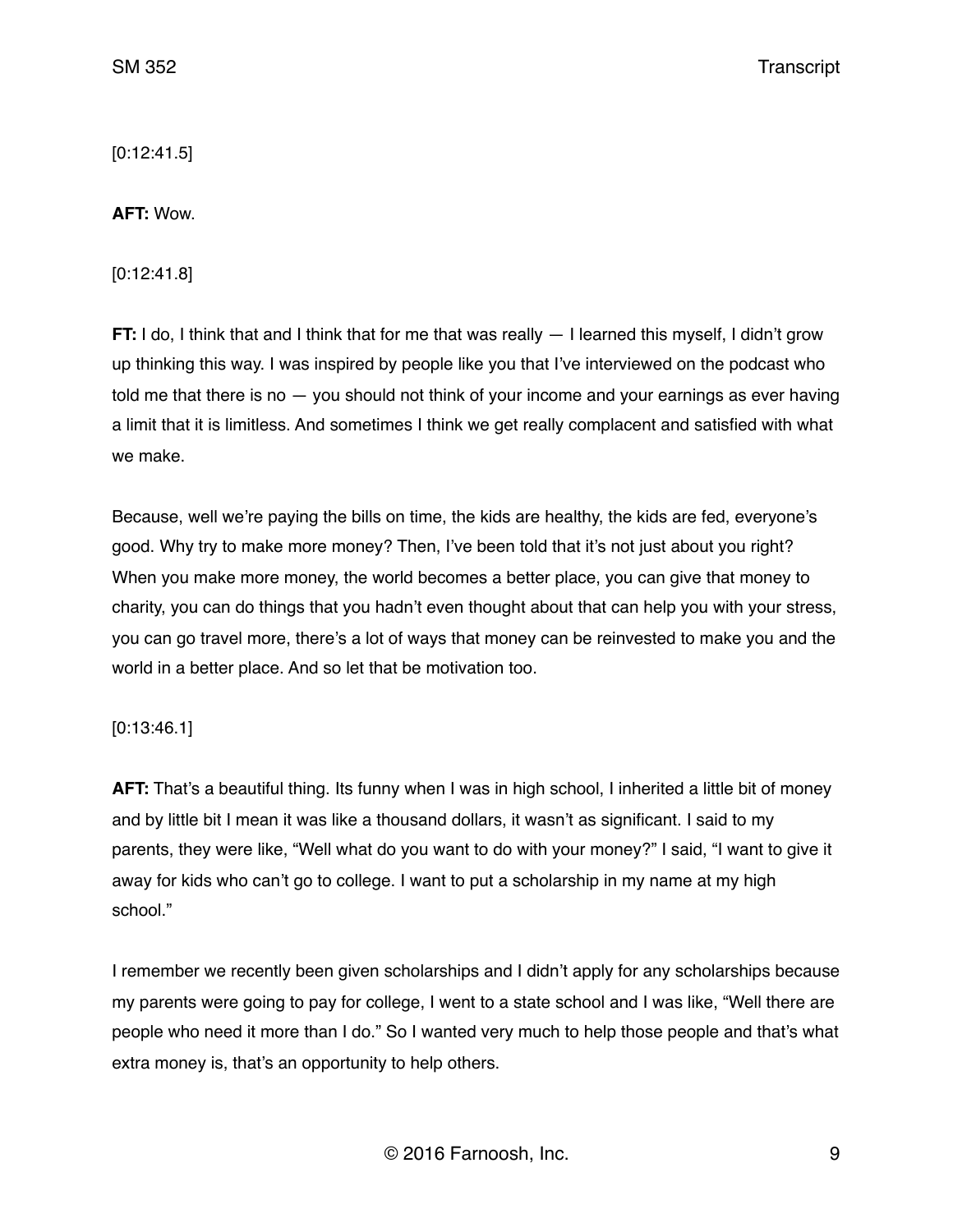[0:12:41.5]

**AFT:** Wow.

[0:12:41.8]

**FT:** I do, I think that and I think that for me that was really — I learned this myself, I didn't grow up thinking this way. I was inspired by people like you that I've interviewed on the podcast who told me that there is no — you should not think of your income and your earnings as ever having a limit that it is limitless. And sometimes I think we get really complacent and satisfied with what we make.

Because, well we're paying the bills on time, the kids are healthy, the kids are fed, everyone's good. Why try to make more money? Then, I've been told that it's not just about you right? When you make more money, the world becomes a better place, you can give that money to charity, you can do things that you hadn't even thought about that can help you with your stress, you can go travel more, there's a lot of ways that money can be reinvested to make you and the world in a better place. And so let that be motivation too.

[0:13:46.1]

**AFT:** That's a beautiful thing. Its funny when I was in high school, I inherited a little bit of money and by little bit I mean it was like a thousand dollars, it wasn't as significant. I said to my parents, they were like, "Well what do you want to do with your money?" I said, "I want to give it away for kids who can't go to college. I want to put a scholarship in my name at my high school."

I remember we recently been given scholarships and I didn't apply for any scholarships because my parents were going to pay for college, I went to a state school and I was like, "Well there are people who need it more than I do." So I wanted very much to help those people and that's what extra money is, that's an opportunity to help others.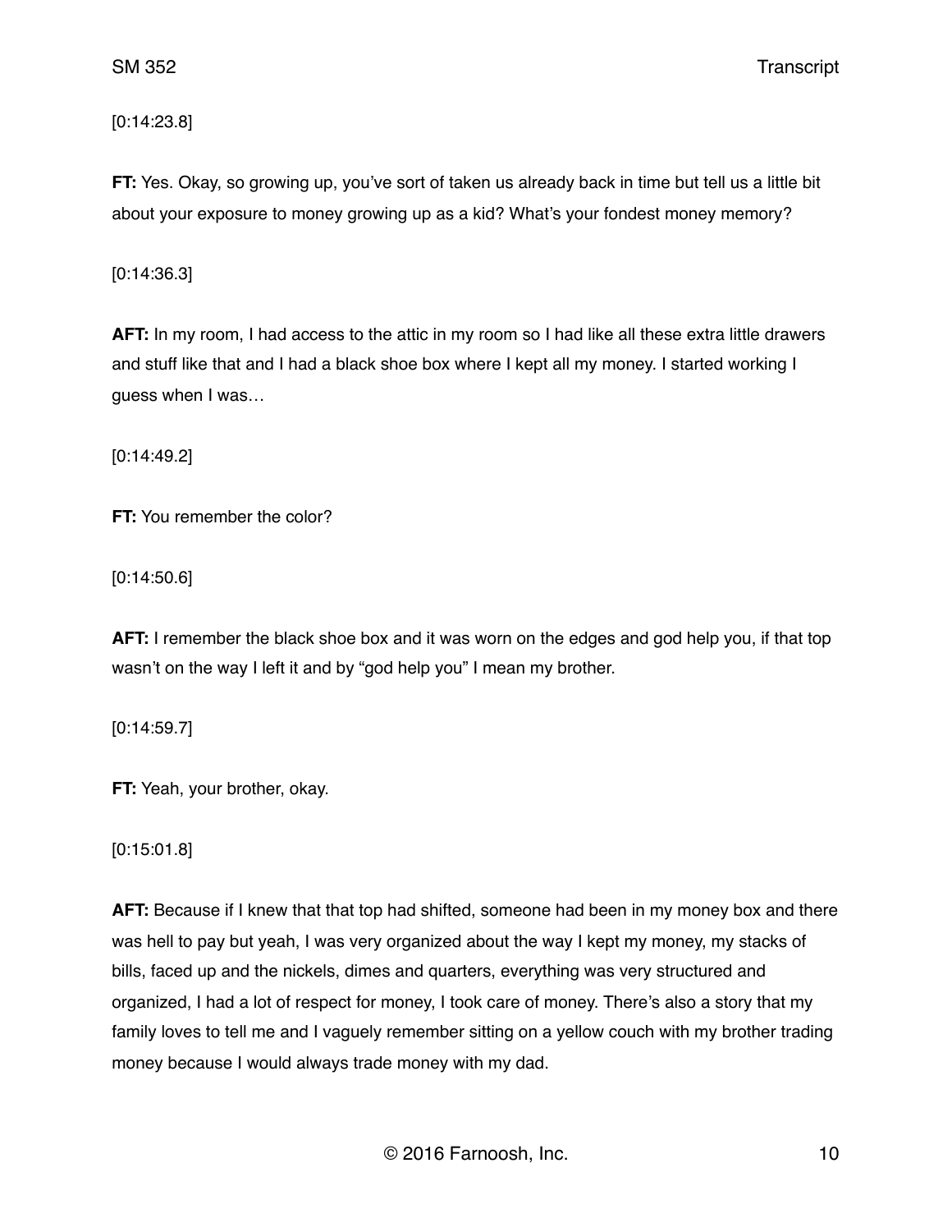[0:14:23.8]

**FT:** Yes. Okay, so growing up, you've sort of taken us already back in time but tell us a little bit about your exposure to money growing up as a kid? What's your fondest money memory?

[0:14:36.3]

**AFT:** In my room, I had access to the attic in my room so I had like all these extra little drawers and stuff like that and I had a black shoe box where I kept all my money. I started working I guess when I was…

[0:14:49.2]

**FT:** You remember the color?

[0:14:50.6]

**AFT:** I remember the black shoe box and it was worn on the edges and god help you, if that top wasn't on the way I left it and by "god help you" I mean my brother.

[0:14:59.7]

**FT:** Yeah, your brother, okay.

[0:15:01.8]

**AFT:** Because if I knew that that top had shifted, someone had been in my money box and there was hell to pay but yeah, I was very organized about the way I kept my money, my stacks of bills, faced up and the nickels, dimes and quarters, everything was very structured and organized, I had a lot of respect for money, I took care of money. There's also a story that my family loves to tell me and I vaguely remember sitting on a yellow couch with my brother trading money because I would always trade money with my dad.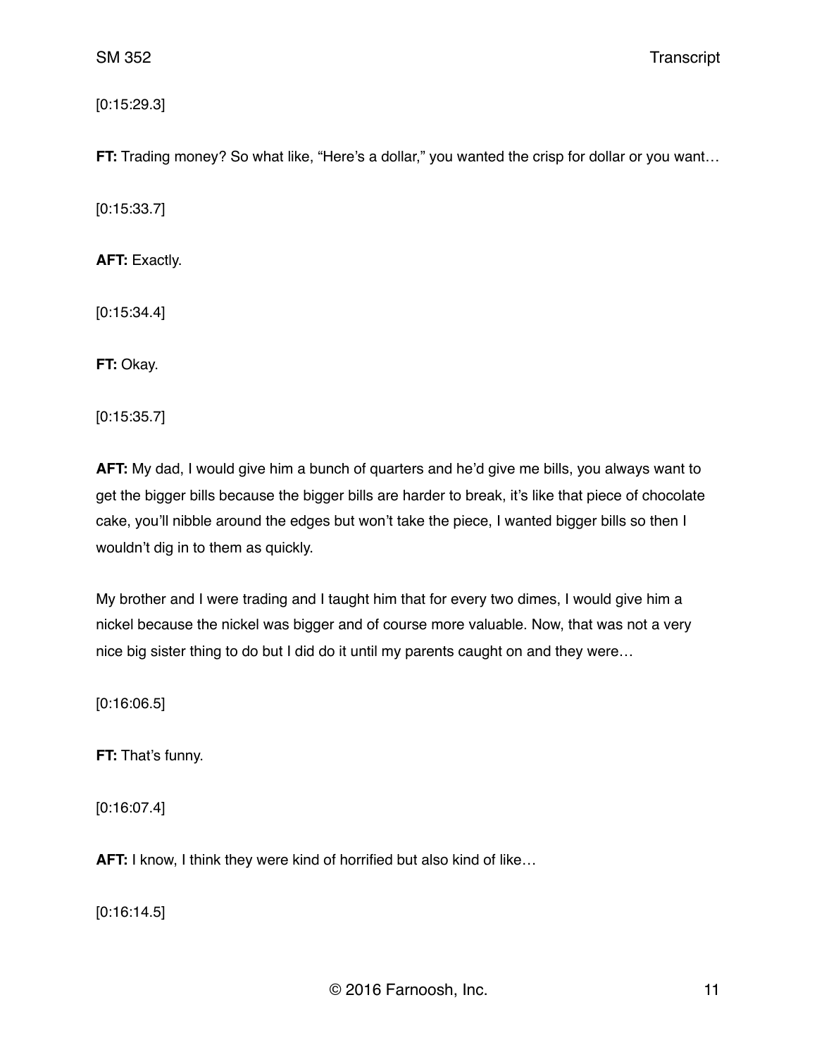[0:15:29.3]

**FT:** Trading money? So what like, “Here’s a dollar,” you wanted the crisp for dollar or you want…

[0:15:33.7]

**AFT:** Exactly.

[0:15:34.4]

**FT:** Okay.

[0:15:35.7]

**AFT:** My dad, I would give him a bunch of quarters and he’d give me bills, you always want to get the bigger bills because the bigger bills are harder to break, it’s like that piece of chocolate cake, you’ll nibble around the edges but won’t take the piece, I wanted bigger bills so then I wouldn’t dig in to them as quickly.

My brother and I were trading and I taught him that for every two dimes, I would give him a nickel because the nickel was bigger and of course more valuable. Now, that was not a very nice big sister thing to do but I did do it until my parents caught on and they were…

[0:16:06.5]

**FT:** That’s funny.

[0:16:07.4]

**AFT:** I know, I think they were kind of horrified but also kind of like…

[0:16:14.5]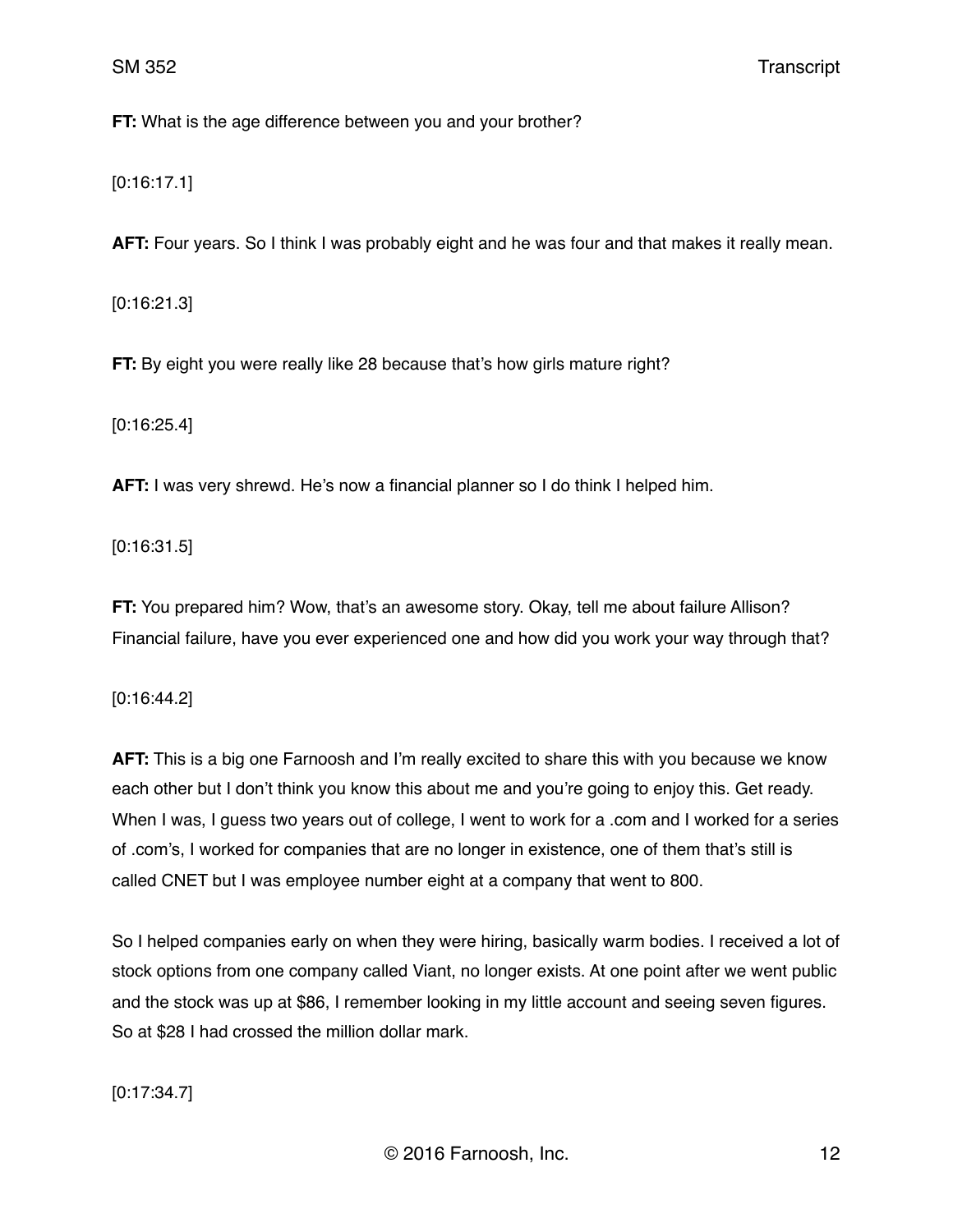**FT:** What is the age difference between you and your brother?

[0:16:17.1]

**AFT:** Four years. So I think I was probably eight and he was four and that makes it really mean.

[0:16:21.3]

**FT:** By eight you were really like 28 because that's how girls mature right?

[0:16:25.4]

**AFT:** I was very shrewd. He's now a financial planner so I do think I helped him.

[0:16:31.5]

**FT:** You prepared him? Wow, that's an awesome story. Okay, tell me about failure Allison? Financial failure, have you ever experienced one and how did you work your way through that?

[0:16:44.2]

**AFT:** This is a big one Farnoosh and I'm really excited to share this with you because we know each other but I don't think you know this about me and you're going to enjoy this. Get ready. When I was, I guess two years out of college, I went to work for a .com and I worked for a series of .com's, I worked for companies that are no longer in existence, one of them that's still is called CNET but I was employee number eight at a company that went to 800.

So I helped companies early on when they were hiring, basically warm bodies. I received a lot of stock options from one company called Viant, no longer exists. At one point after we went public and the stock was up at $86, I remember looking in my little account and seeing seven figures. So at $28 I had crossed the million dollar mark.

[0:17:34.7]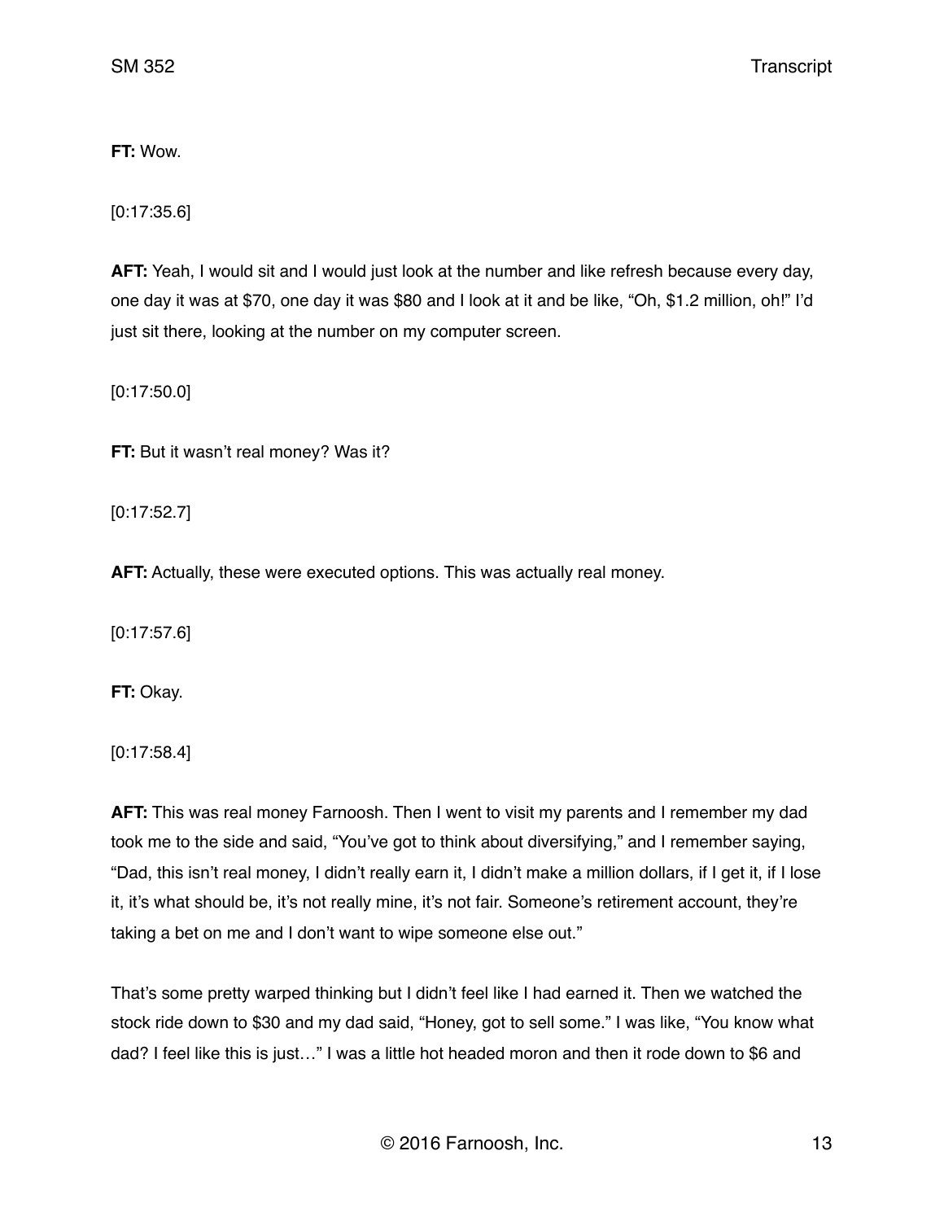**FT:** Wow.

[0:17:35.6]

**AFT:** Yeah, I would sit and I would just look at the number and like refresh because every day, one day it was at $70, one day it was $80 and I look at it and be like, "Oh, $1.2 million, oh!" I'd just sit there, looking at the number on my computer screen.

[0:17:50.0]

**FT:** But it wasn't real money? Was it?

[0:17:52.7]

**AFT:** Actually, these were executed options. This was actually real money.

[0:17:57.6]

**FT:** Okay.

[0:17:58.4]

**AFT:** This was real money Farnoosh. Then I went to visit my parents and I remember my dad took me to the side and said, "You've got to think about diversifying," and I remember saying, "Dad, this isn't real money, I didn't really earn it, I didn't make a million dollars, if I get it, if I lose it, it's what should be, it's not really mine, it's not fair. Someone's retirement account, they're taking a bet on me and I don't want to wipe someone else out."

That's some pretty warped thinking but I didn't feel like I had earned it. Then we watched the stock ride down to $30 and my dad said, "Honey, got to sell some." I was like, "You know what dad? I feel like this is just…" I was a little hot headed moron and then it rode down to $6 and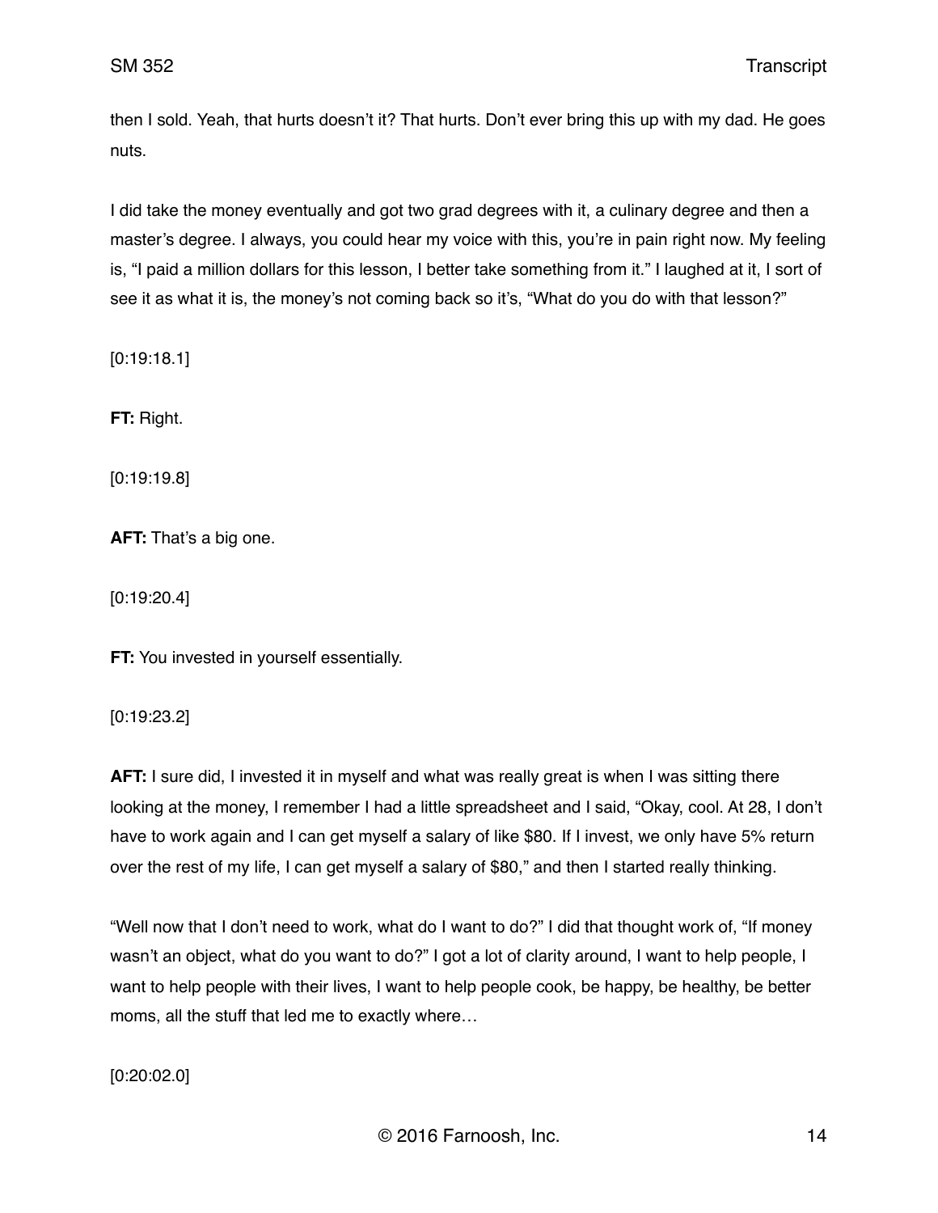then I sold. Yeah, that hurts doesn't it? That hurts. Don't ever bring this up with my dad. He goes nuts.

I did take the money eventually and got two grad degrees with it, a culinary degree and then a master's degree. I always, you could hear my voice with this, you're in pain right now. My feeling is, "I paid a million dollars for this lesson, I better take something from it." I laughed at it, I sort of see it as what it is, the money's not coming back so it's, "What do you do with that lesson?"

[0:19:18.1]

**FT:** Right.

[0:19:19.8]

**AFT:** That's a big one.

[0:19:20.4]

**FT:** You invested in yourself essentially.

[0:19:23.2]

**AFT:** I sure did, I invested it in myself and what was really great is when I was sitting there looking at the money, I remember I had a little spreadsheet and I said, "Okay, cool. At 28, I don't have to work again and I can get myself a salary of like $80. If I invest, we only have 5% return over the rest of my life, I can get myself a salary of $80," and then I started really thinking.

"Well now that I don't need to work, what do I want to do?" I did that thought work of, "If money wasn't an object, what do you want to do?" I got a lot of clarity around, I want to help people, I want to help people with their lives, I want to help people cook, be happy, be healthy, be better moms, all the stuff that led me to exactly where…

[0:20:02.0]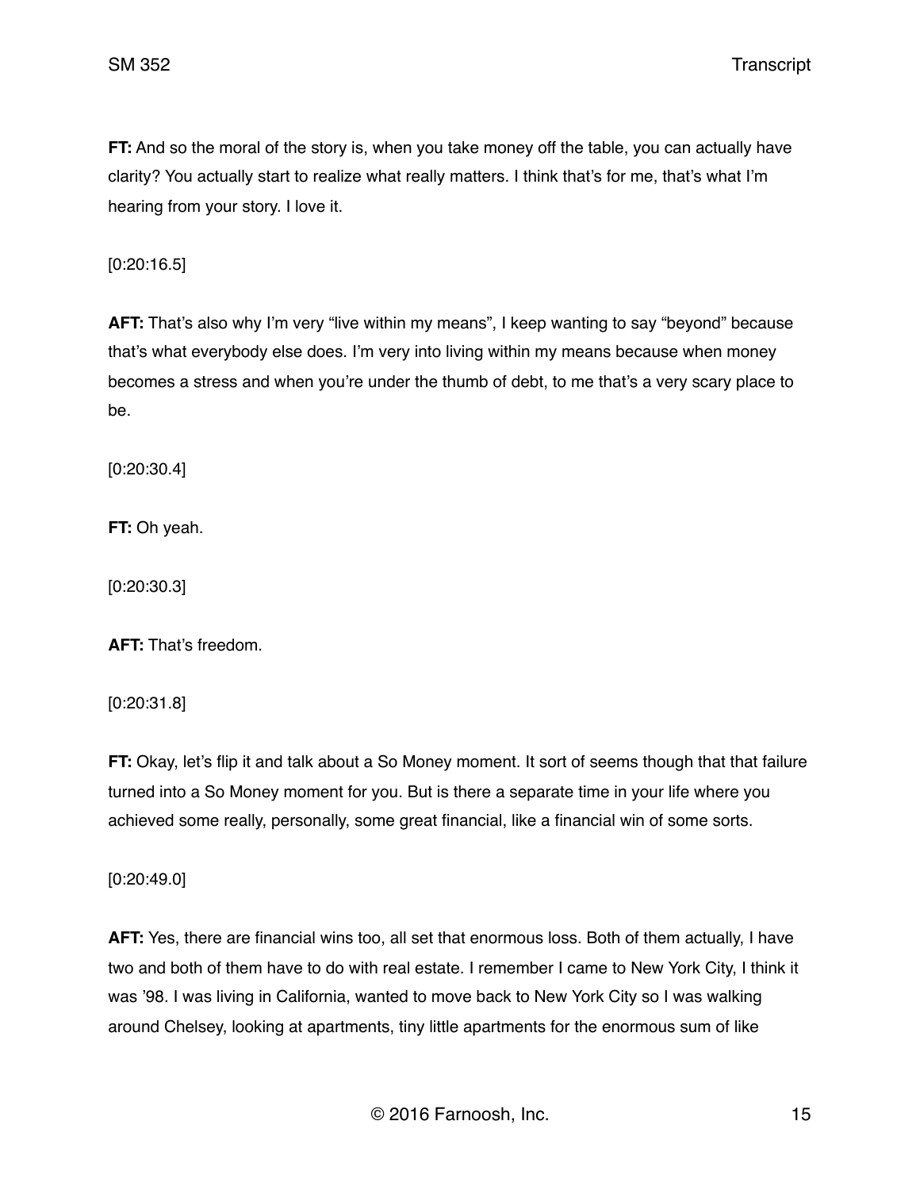**FT:** And so the moral of the story is, when you take money off the table, you can actually have clarity? You actually start to realize what really matters. I think that's for me, that's what I'm hearing from your story. I love it.

[0:20:16.5]

**AFT:** That's also why I'm very "live within my means", I keep wanting to say "beyond" because that's what everybody else does. I'm very into living within my means because when money becomes a stress and when you're under the thumb of debt, to me that's a very scary place to be.

[0:20:30.4]

**FT:** Oh yeah.

[0:20:30.3]

**AFT:** That's freedom.

[0:20:31.8]

**FT:** Okay, let's flip it and talk about a So Money moment. It sort of seems though that that failure turned into a So Money moment for you. But is there a separate time in your life where you achieved some really, personally, some great financial, like a financial win of some sorts.

[0:20:49.0]

**AFT:** Yes, there are financial wins too, all set that enormous loss. Both of them actually, I have two and both of them have to do with real estate. I remember I came to New York City, I think it was '98. I was living in California, wanted to move back to New York City so I was walking around Chelsey, looking at apartments, tiny little apartments for the enormous sum of like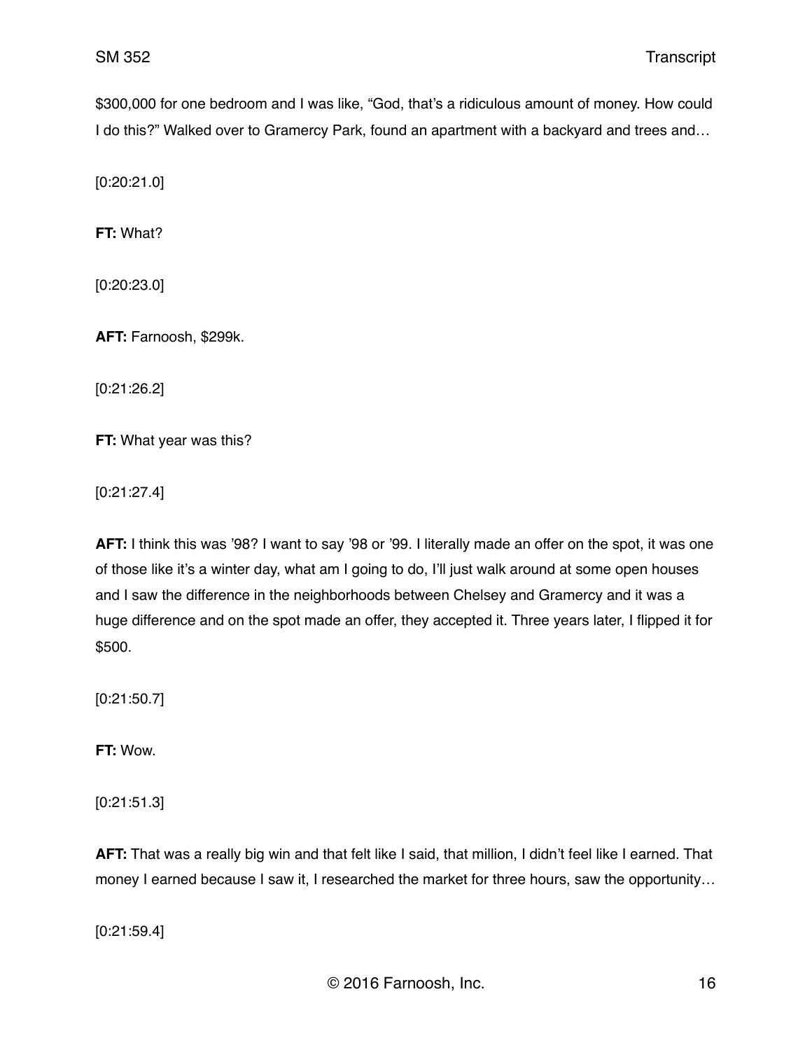$300,000 for one bedroom and I was like, "God, that's a ridiculous amount of money. How could I do this?" Walked over to Gramercy Park, found an apartment with a backyard and trees and…

[0:20:21.0]

**FT:** What?

[0:20:23.0]

**AFT:** Farnoosh, $299k.

[0:21:26.2]

**FT:** What year was this?

[0:21:27.4]

**AFT:** I think this was '98? I want to say '98 or '99. I literally made an offer on the spot, it was one of those like it's a winter day, what am I going to do, I'll just walk around at some open houses and I saw the difference in the neighborhoods between Chelsey and Gramercy and it was a huge difference and on the spot made an offer, they accepted it. Three years later, I flipped it for $500.

[0:21:50.7]

**FT:** Wow.

[0:21:51.3]

**AFT:** That was a really big win and that felt like I said, that million, I didn't feel like I earned. That money I earned because I saw it, I researched the market for three hours, saw the opportunity…

[0:21:59.4]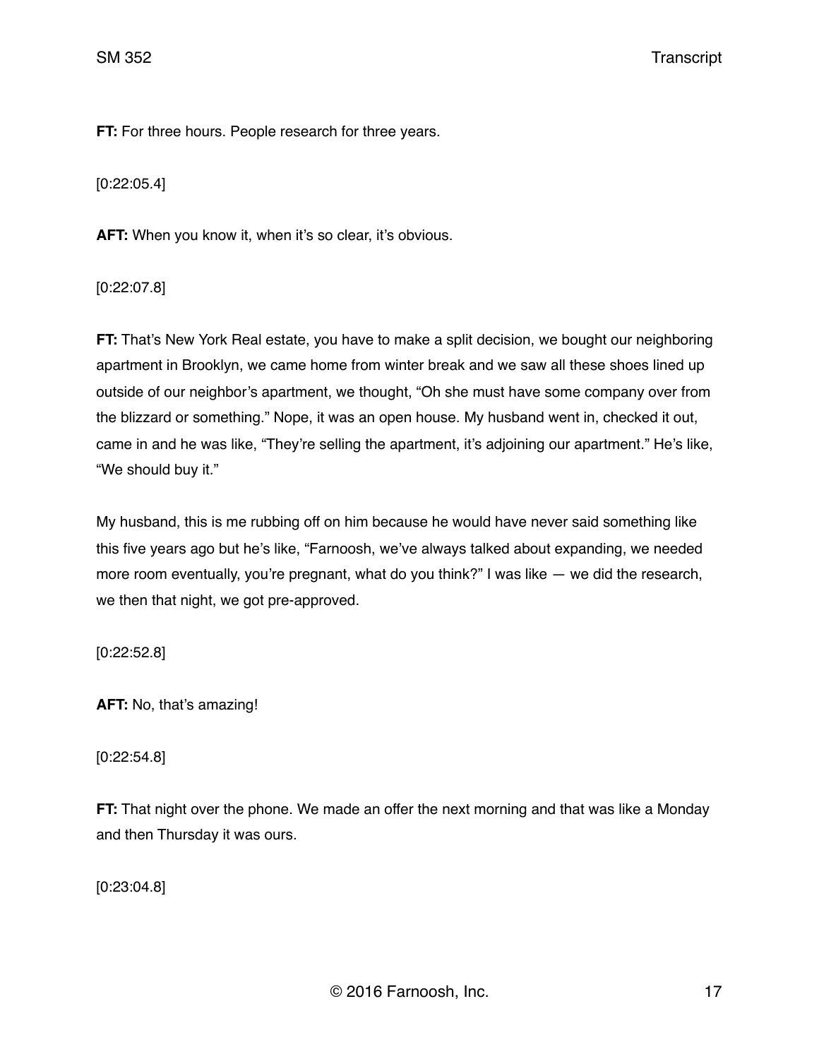**FT:** For three hours. People research for three years.

[0:22:05.4]

**AFT:** When you know it, when it's so clear, it's obvious.

[0:22:07.8]

**FT:** That's New York Real estate, you have to make a split decision, we bought our neighboring apartment in Brooklyn, we came home from winter break and we saw all these shoes lined up outside of our neighbor's apartment, we thought, "Oh she must have some company over from the blizzard or something." Nope, it was an open house. My husband went in, checked it out, came in and he was like, "They're selling the apartment, it's adjoining our apartment." He's like, "We should buy it."

My husband, this is me rubbing off on him because he would have never said something like this five years ago but he's like, "Farnoosh, we've always talked about expanding, we needed more room eventually, you're pregnant, what do you think?" I was like — we did the research, we then that night, we got pre-approved.

[0:22:52.8]

**AFT:** No, that's amazing!

[0:22:54.8]

**FT:** That night over the phone. We made an offer the next morning and that was like a Monday and then Thursday it was ours.

[0:23:04.8]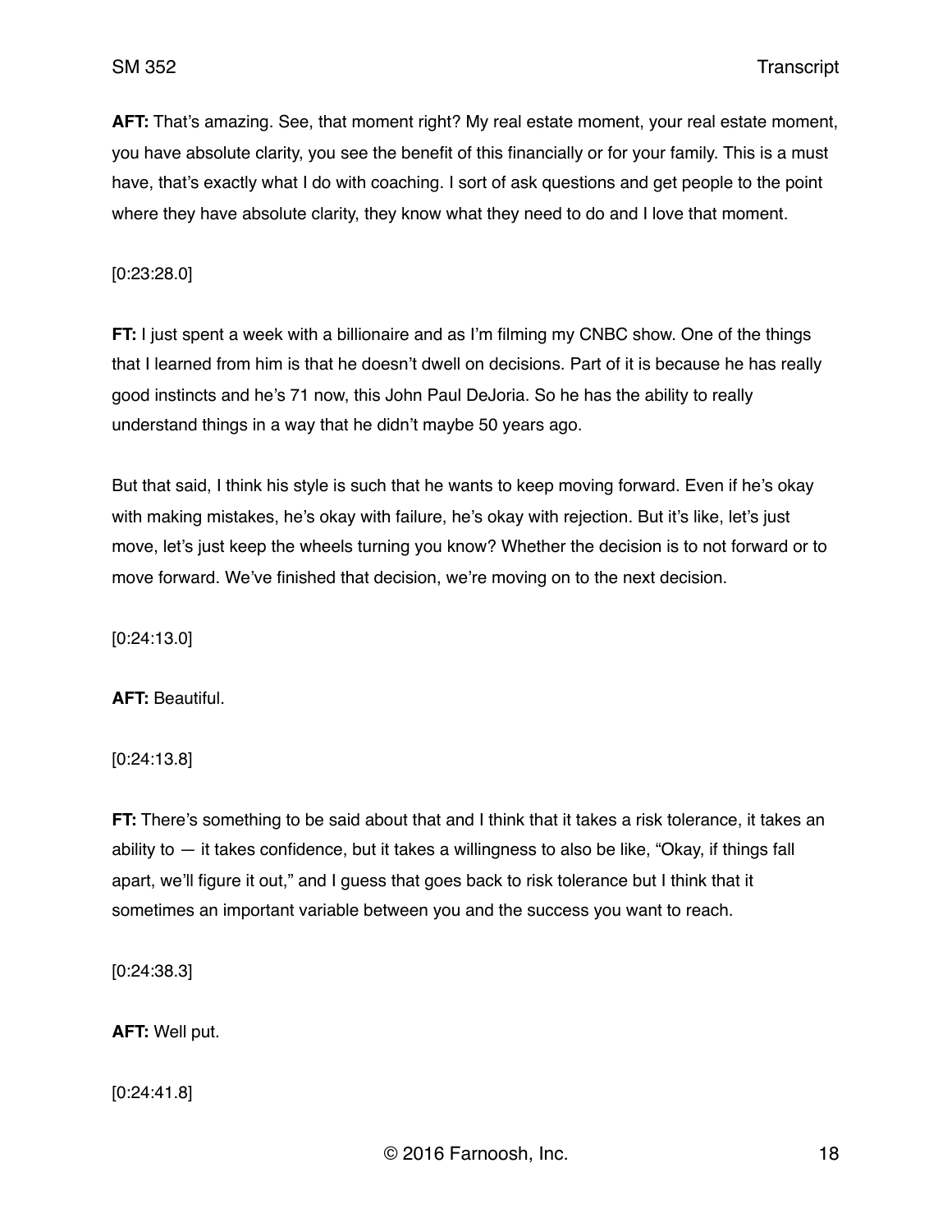**AFT:** That's amazing. See, that moment right? My real estate moment, your real estate moment, you have absolute clarity, you see the benefit of this financially or for your family. This is a must have, that's exactly what I do with coaching. I sort of ask questions and get people to the point where they have absolute clarity, they know what they need to do and I love that moment.

[0:23:28.0]

**FT:** I just spent a week with a billionaire and as I'm filming my CNBC show. One of the things that I learned from him is that he doesn't dwell on decisions. Part of it is because he has really good instincts and he's 71 now, this John Paul DeJoria. So he has the ability to really understand things in a way that he didn't maybe 50 years ago.

But that said, I think his style is such that he wants to keep moving forward. Even if he's okay with making mistakes, he's okay with failure, he's okay with rejection. But it's like, let's just move, let's just keep the wheels turning you know? Whether the decision is to not forward or to move forward. We've finished that decision, we're moving on to the next decision.

[0:24:13.0]

**AFT:** Beautiful.

[0:24:13.8]

**FT:** There's something to be said about that and I think that it takes a risk tolerance, it takes an ability to — it takes confidence, but it takes a willingness to also be like, "Okay, if things fall apart, we'll figure it out," and I guess that goes back to risk tolerance but I think that it sometimes an important variable between you and the success you want to reach.

[0:24:38.3]

**AFT:** Well put.

[0:24:41.8]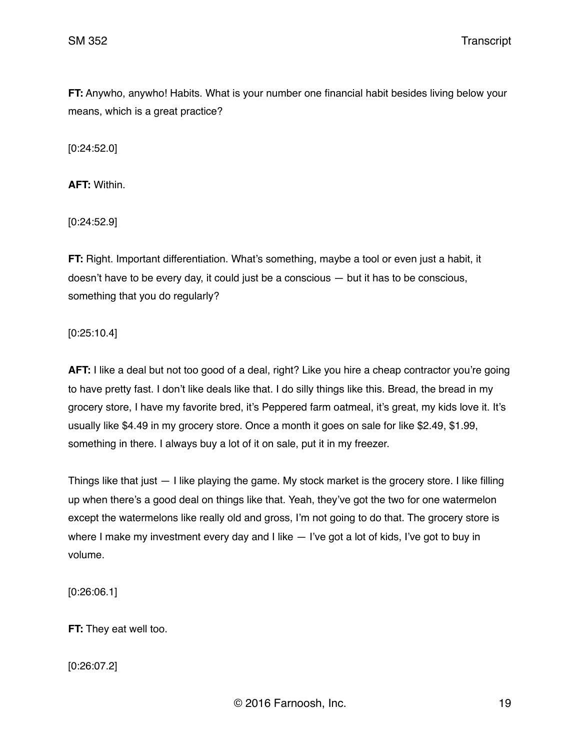**FT:** Anywho, anywho! Habits. What is your number one financial habit besides living below your means, which is a great practice?

[0:24:52.0]

**AFT:** Within.

[0:24:52.9]

**FT:** Right. Important differentiation. What's something, maybe a tool or even just a habit, it doesn't have to be every day, it could just be a conscious — but it has to be conscious, something that you do regularly?

[0:25:10.4]

**AFT:** I like a deal but not too good of a deal, right? Like you hire a cheap contractor you're going to have pretty fast. I don't like deals like that. I do silly things like this. Bread, the bread in my grocery store, I have my favorite bred, it's Peppered farm oatmeal, it's great, my kids love it. It's usually like $4.49 in my grocery store. Once a month it goes on sale for like $2.49, $1.99, something in there. I always buy a lot of it on sale, put it in my freezer.

Things like that just — I like playing the game. My stock market is the grocery store. I like filling up when there's a good deal on things like that. Yeah, they've got the two for one watermelon except the watermelons like really old and gross, I'm not going to do that. The grocery store is where I make my investment every day and I like — I've got a lot of kids, I've got to buy in volume.

[0:26:06.1]

**FT:** They eat well too.

[0:26:07.2]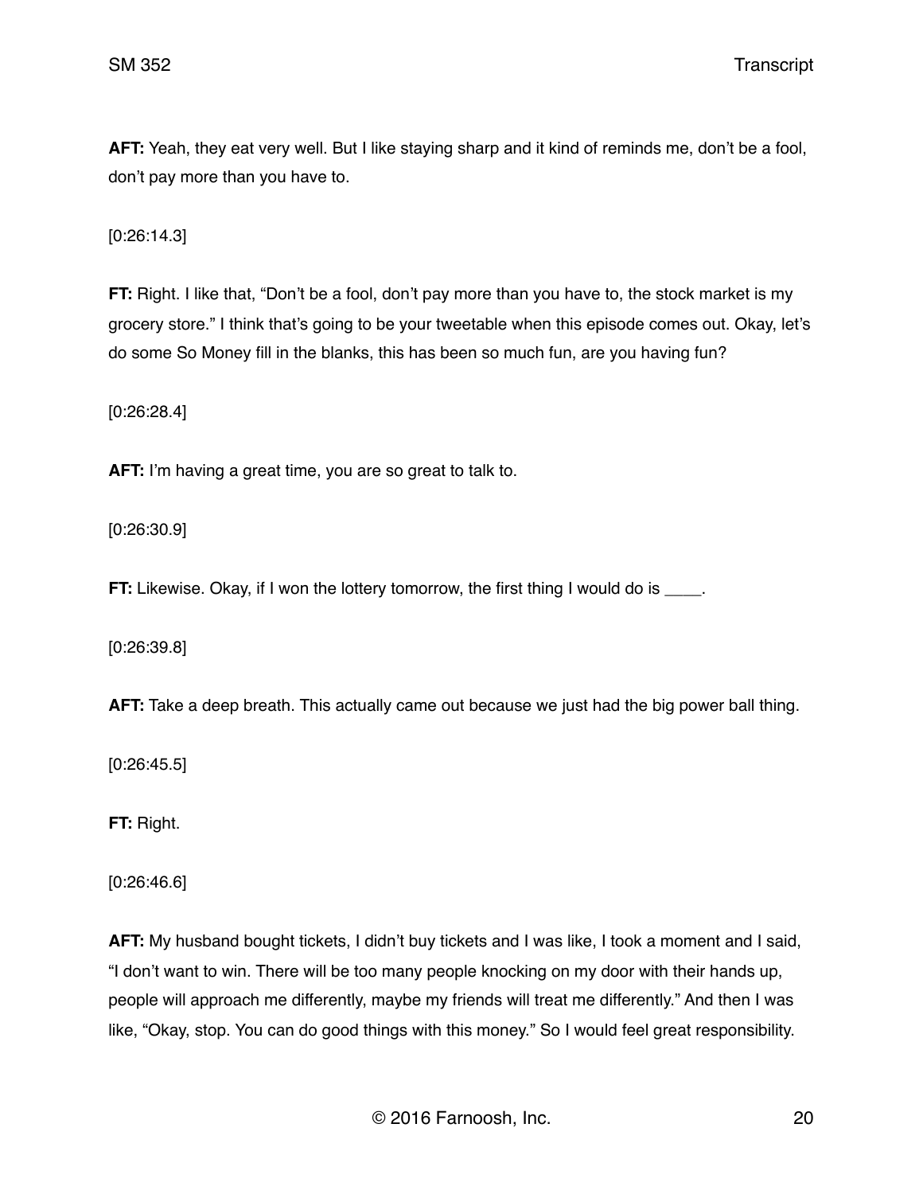**AFT:** Yeah, they eat very well. But I like staying sharp and it kind of reminds me, don't be a fool, don't pay more than you have to.

[0:26:14.3]

**FT:** Right. I like that, "Don't be a fool, don't pay more than you have to, the stock market is my grocery store." I think that's going to be your tweetable when this episode comes out. Okay, let's do some So Money fill in the blanks, this has been so much fun, are you having fun?

[0:26:28.4]

**AFT:** I'm having a great time, you are so great to talk to.

[0:26:30.9]

**FT:** Likewise. Okay, if I won the lottery tomorrow, the first thing I would do is ____.

[0:26:39.8]

**AFT:** Take a deep breath. This actually came out because we just had the big power ball thing.

[0:26:45.5]

**FT:** Right.

[0:26:46.6]

**AFT:** My husband bought tickets, I didn't buy tickets and I was like, I took a moment and I said, "I don't want to win. There will be too many people knocking on my door with their hands up, people will approach me differently, maybe my friends will treat me differently." And then I was like, "Okay, stop. You can do good things with this money." So I would feel great responsibility.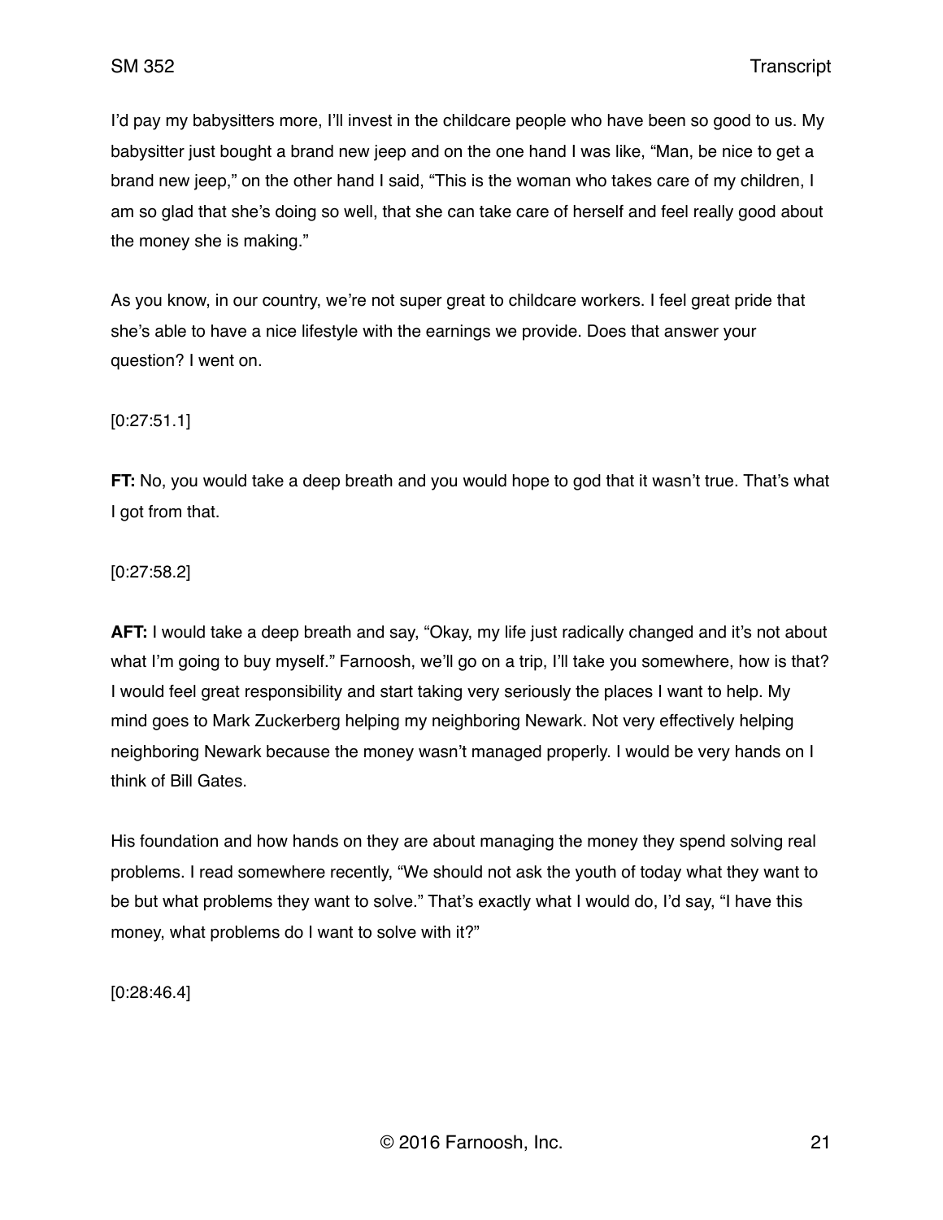I'd pay my babysitters more, I'll invest in the childcare people who have been so good to us. My babysitter just bought a brand new jeep and on the one hand I was like, "Man, be nice to get a brand new jeep," on the other hand I said, "This is the woman who takes care of my children, I am so glad that she's doing so well, that she can take care of herself and feel really good about the money she is making."

As you know, in our country, we're not super great to childcare workers. I feel great pride that she's able to have a nice lifestyle with the earnings we provide. Does that answer your question? I went on.

[0:27:51.1]

**FT:** No, you would take a deep breath and you would hope to god that it wasn't true. That's what I got from that.

[0:27:58.2]

**AFT:** I would take a deep breath and say, "Okay, my life just radically changed and it's not about what I'm going to buy myself." Farnoosh, we'll go on a trip, I'll take you somewhere, how is that? I would feel great responsibility and start taking very seriously the places I want to help. My mind goes to Mark Zuckerberg helping my neighboring Newark. Not very effectively helping neighboring Newark because the money wasn't managed properly. I would be very hands on I think of Bill Gates.

His foundation and how hands on they are about managing the money they spend solving real problems. I read somewhere recently, "We should not ask the youth of today what they want to be but what problems they want to solve." That's exactly what I would do, I'd say, "I have this money, what problems do I want to solve with it?"

[0:28:46.4]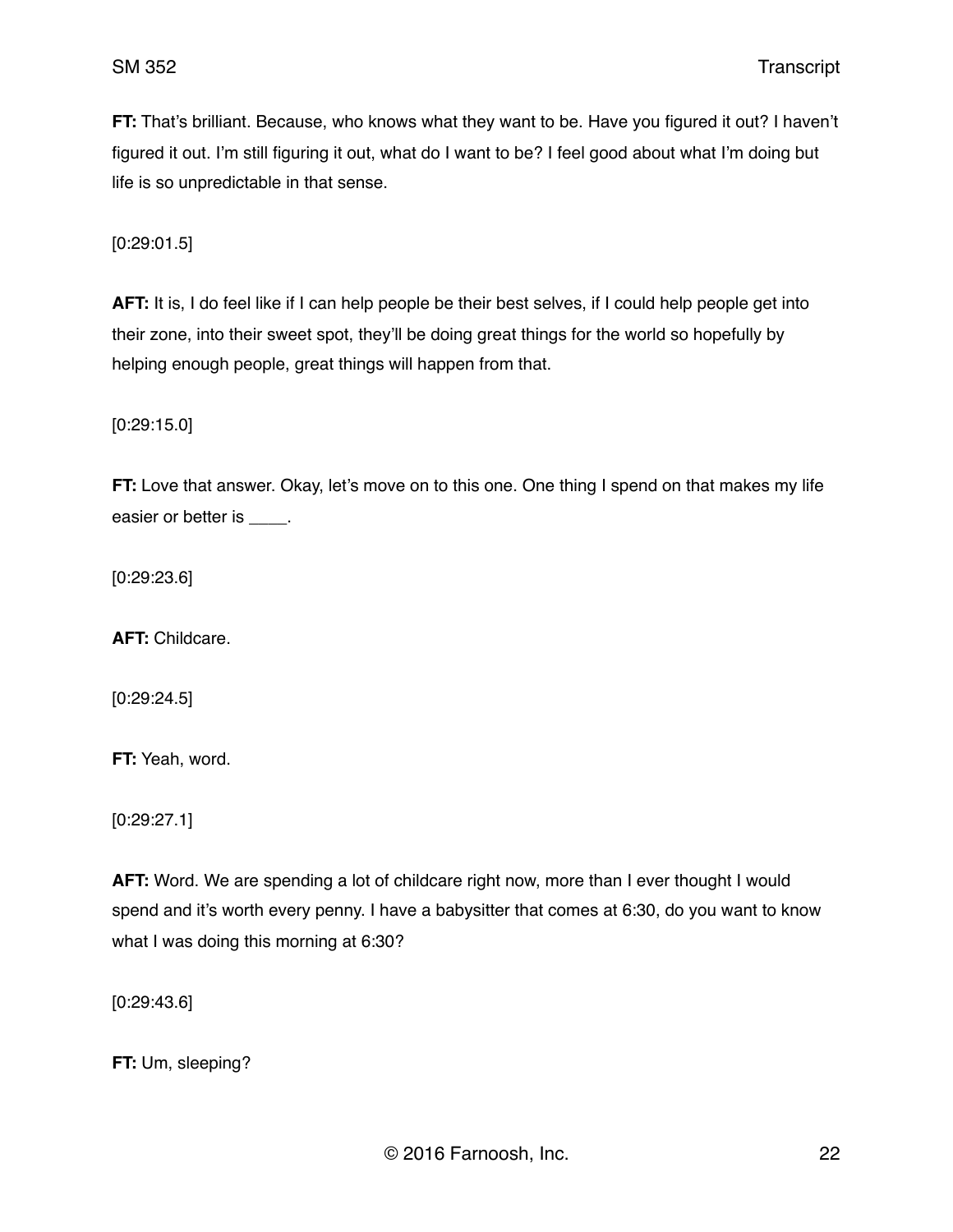**FT:** That's brilliant. Because, who knows what they want to be. Have you figured it out? I haven't figured it out. I'm still figuring it out, what do I want to be? I feel good about what I'm doing but life is so unpredictable in that sense.

[0:29:01.5]

**AFT:** It is, I do feel like if I can help people be their best selves, if I could help people get into their zone, into their sweet spot, they'll be doing great things for the world so hopefully by helping enough people, great things will happen from that.

[0:29:15.0]

**FT:** Love that answer. Okay, let's move on to this one. One thing I spend on that makes my life easier or better is ____.

[0:29:23.6]

**AFT:** Childcare.

[0:29:24.5]

**FT:** Yeah, word.

[0:29:27.1]

**AFT:** Word. We are spending a lot of childcare right now, more than I ever thought I would spend and it's worth every penny. I have a babysitter that comes at 6:30, do you want to know what I was doing this morning at 6:30?

[0:29:43.6]

**FT:** Um, sleeping?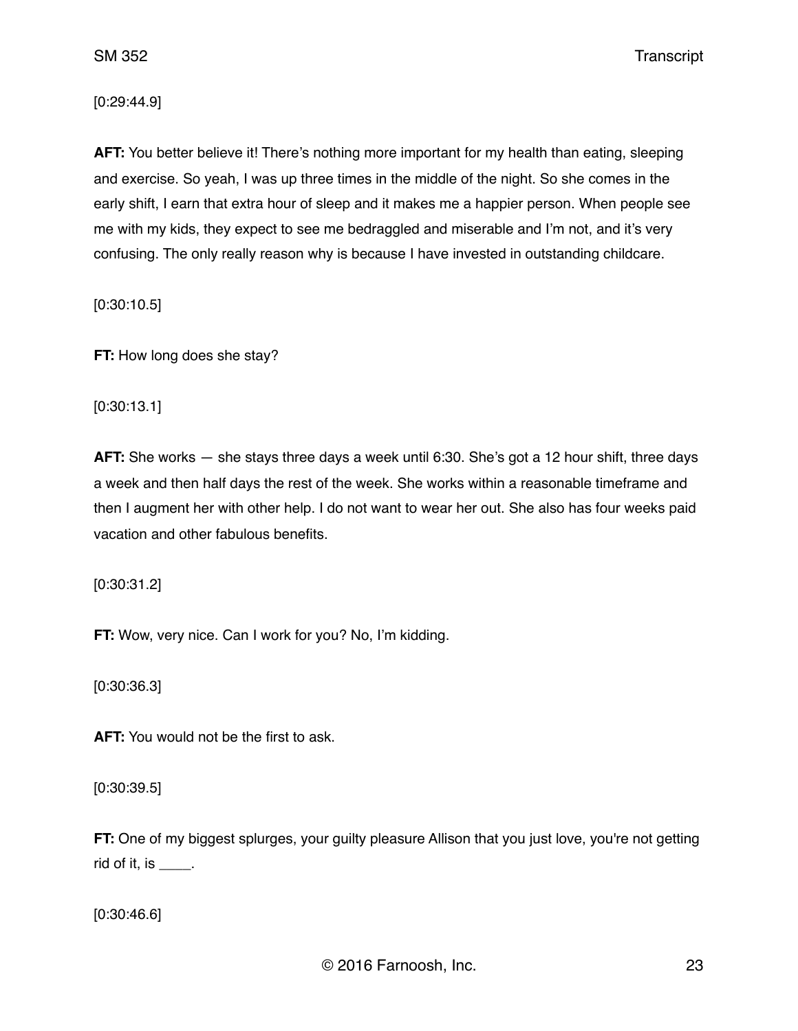[0:29:44.9]

**AFT:** You better believe it! There's nothing more important for my health than eating, sleeping and exercise. So yeah, I was up three times in the middle of the night. So she comes in the early shift, I earn that extra hour of sleep and it makes me a happier person. When people see me with my kids, they expect to see me bedraggled and miserable and I'm not, and it's very confusing. The only really reason why is because I have invested in outstanding childcare.

[0:30:10.5]

**FT:** How long does she stay?

[0:30:13.1]

**AFT:** She works — she stays three days a week until 6:30. She's got a 12 hour shift, three days a week and then half days the rest of the week. She works within a reasonable timeframe and then I augment her with other help. I do not want to wear her out. She also has four weeks paid vacation and other fabulous benefits.

[0:30:31.2]

**FT:** Wow, very nice. Can I work for you? No, I'm kidding.

[0:30:36.3]

**AFT:** You would not be the first to ask.

[0:30:39.5]

**FT:** One of my biggest splurges, your guilty pleasure Allison that you just love, you're not getting rid of it, is ____.

[0:30:46.6]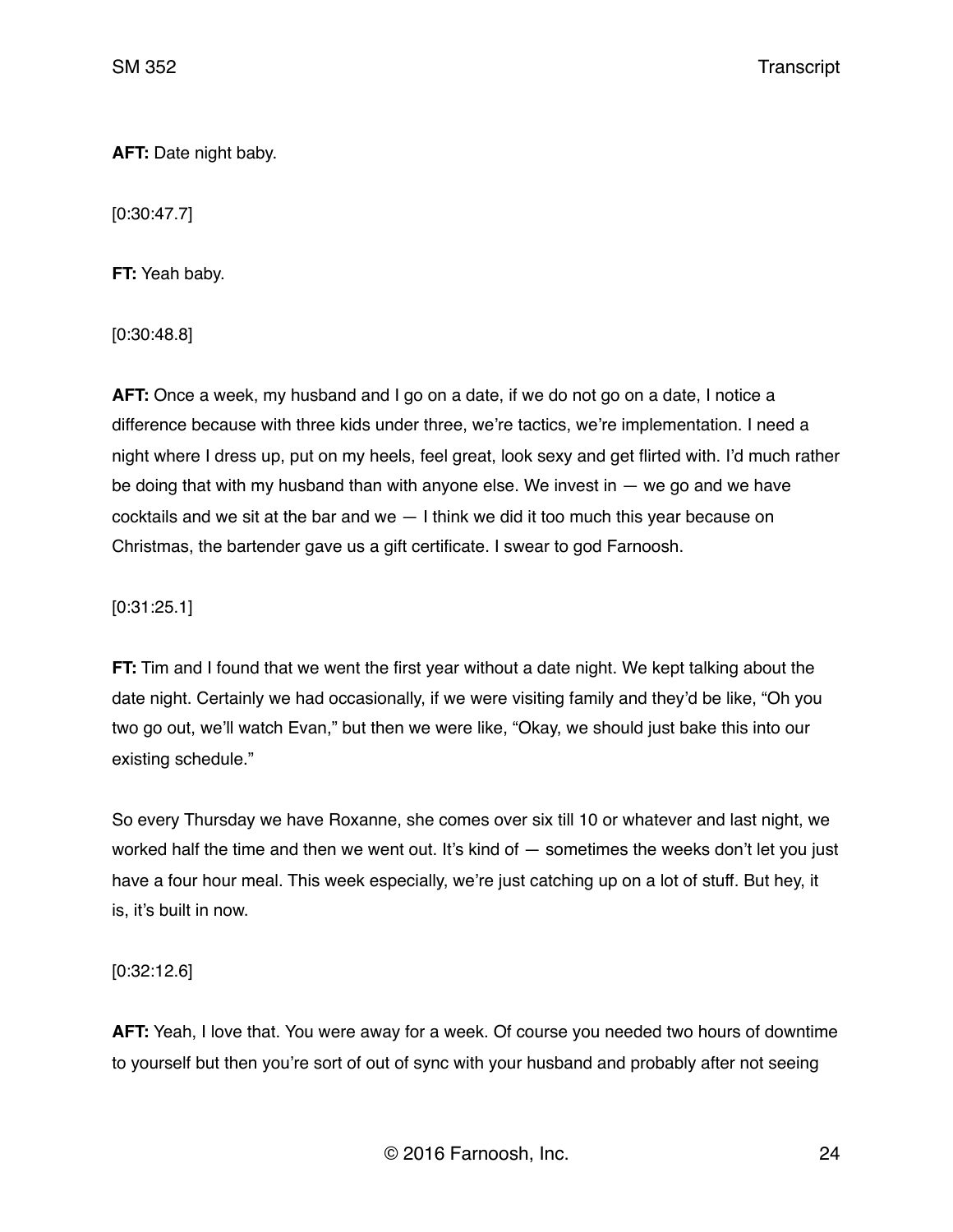**AFT:** Date night baby.

[0:30:47.7]

**FT:** Yeah baby.

[0:30:48.8]

**AFT:** Once a week, my husband and I go on a date, if we do not go on a date, I notice a difference because with three kids under three, we're tactics, we're implementation. I need a night where I dress up, put on my heels, feel great, look sexy and get flirted with. I'd much rather be doing that with my husband than with anyone else. We invest in — we go and we have cocktails and we sit at the bar and we — I think we did it too much this year because on Christmas, the bartender gave us a gift certificate. I swear to god Farnoosh.

[0:31:25.1]

**FT:** Tim and I found that we went the first year without a date night. We kept talking about the date night. Certainly we had occasionally, if we were visiting family and they'd be like, "Oh you two go out, we'll watch Evan," but then we were like, "Okay, we should just bake this into our existing schedule."

So every Thursday we have Roxanne, she comes over six till 10 or whatever and last night, we worked half the time and then we went out. It's kind of — sometimes the weeks don't let you just have a four hour meal. This week especially, we're just catching up on a lot of stuff. But hey, it is, it's built in now.

[0:32:12.6]

**AFT:** Yeah, I love that. You were away for a week. Of course you needed two hours of downtime to yourself but then you're sort of out of sync with your husband and probably after not seeing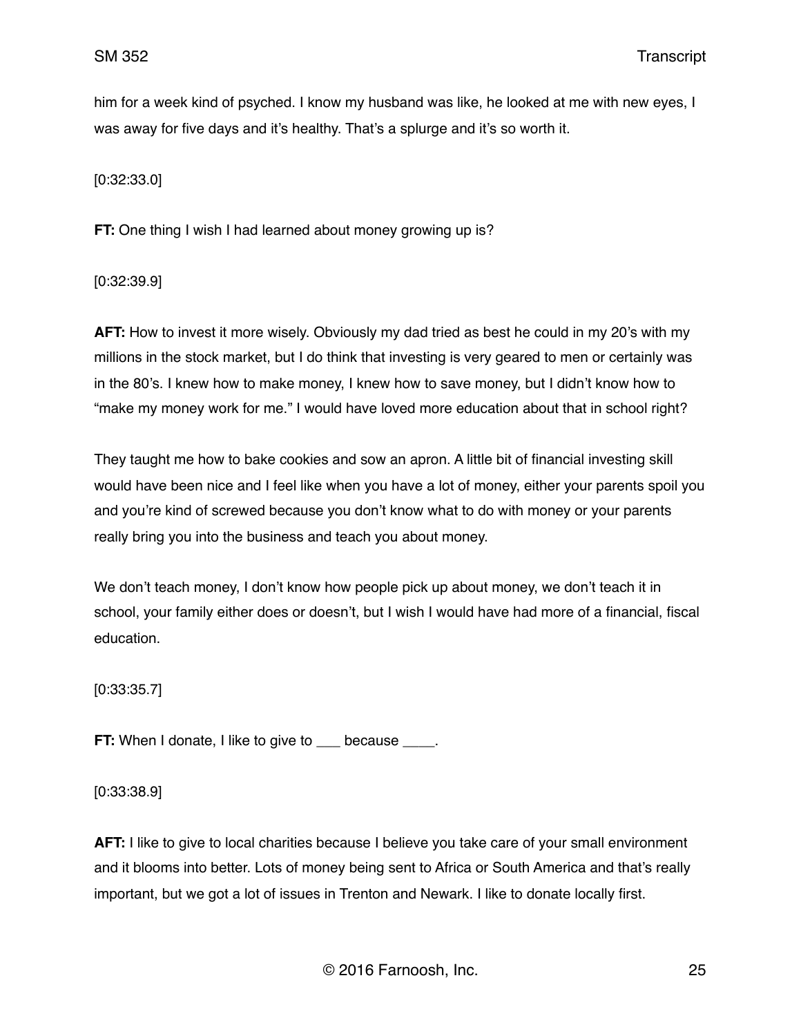him for a week kind of psyched. I know my husband was like, he looked at me with new eyes, I was away for five days and it's healthy. That's a splurge and it's so worth it.

[0:32:33.0]

**FT:** One thing I wish I had learned about money growing up is?

[0:32:39.9]

**AFT:** How to invest it more wisely. Obviously my dad tried as best he could in my 20's with my millions in the stock market, but I do think that investing is very geared to men or certainly was in the 80's. I knew how to make money, I knew how to save money, but I didn't know how to "make my money work for me." I would have loved more education about that in school right?

They taught me how to bake cookies and sow an apron. A little bit of financial investing skill would have been nice and I feel like when you have a lot of money, either your parents spoil you and you're kind of screwed because you don't know what to do with money or your parents really bring you into the business and teach you about money.

We don't teach money, I don't know how people pick up about money, we don't teach it in school, your family either does or doesn't, but I wish I would have had more of a financial, fiscal education.

[0:33:35.7]

**FT:** When I donate, I like to give to ___ because ____.

[0:33:38.9]

**AFT:** I like to give to local charities because I believe you take care of your small environment and it blooms into better. Lots of money being sent to Africa or South America and that's really important, but we got a lot of issues in Trenton and Newark. I like to donate locally first.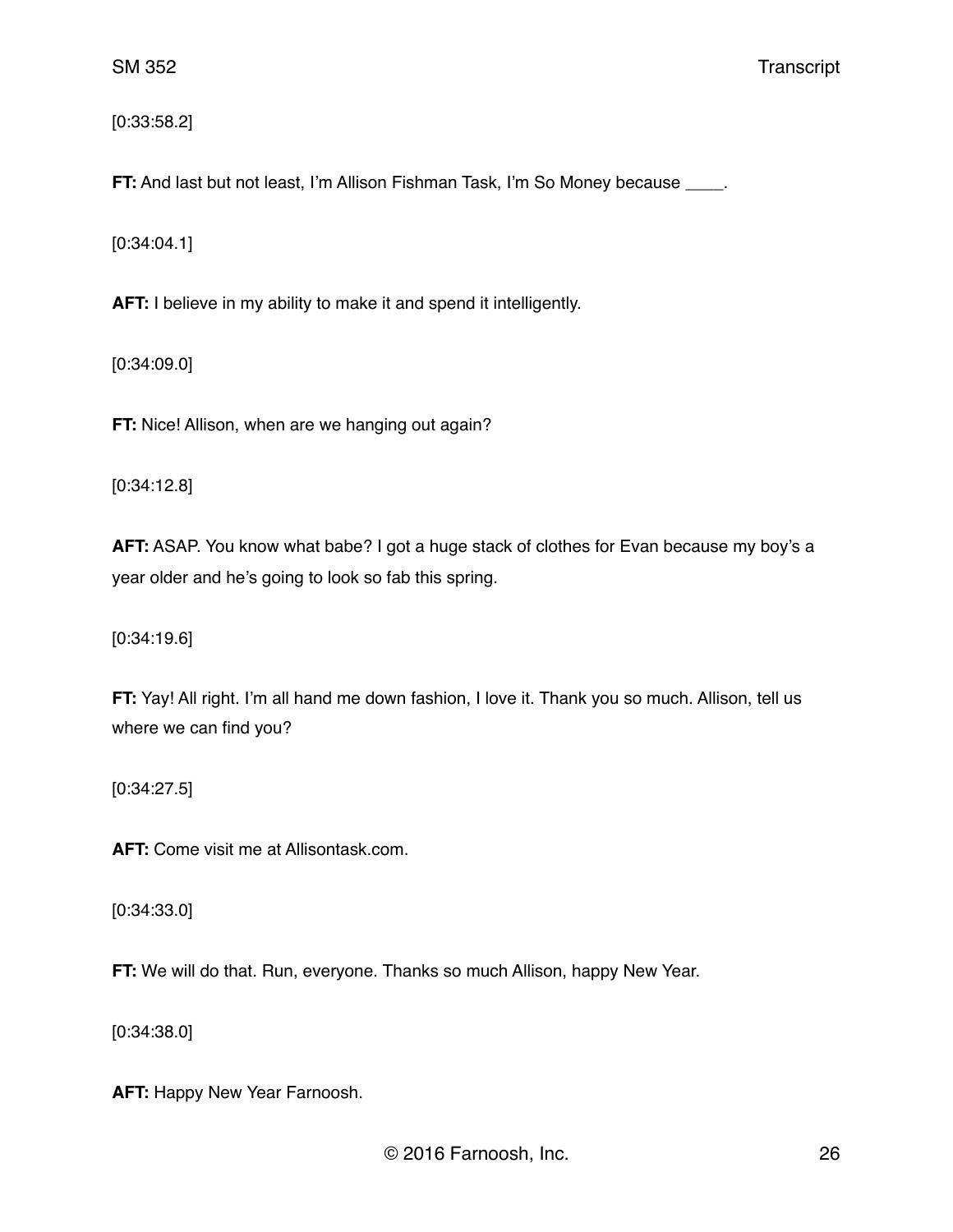[0:33:58.2]

**FT:** And last but not least, I'm Allison Fishman Task, I'm So Money because ____.

[0:34:04.1]

**AFT:** I believe in my ability to make it and spend it intelligently.

[0:34:09.0]

**FT:** Nice! Allison, when are we hanging out again?

[0:34:12.8]

**AFT:** ASAP. You know what babe? I got a huge stack of clothes for Evan because my boy's a year older and he's going to look so fab this spring.

[0:34:19.6]

**FT:** Yay! All right. I'm all hand me down fashion, I love it. Thank you so much. Allison, tell us where we can find you?

[0:34:27.5]

**AFT:** Come visit me at Allisontask.com.

[0:34:33.0]

**FT:** We will do that. Run, everyone. Thanks so much Allison, happy New Year.

[0:34:38.0]

**AFT:** Happy New Year Farnoosh.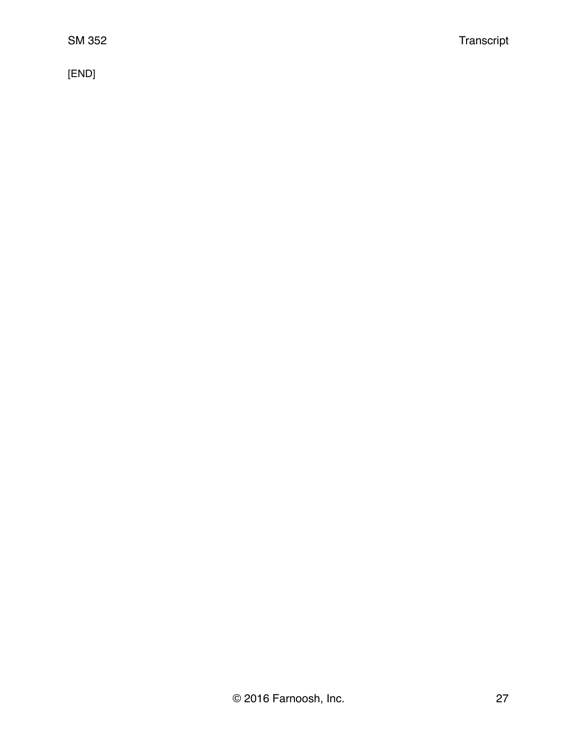[END]